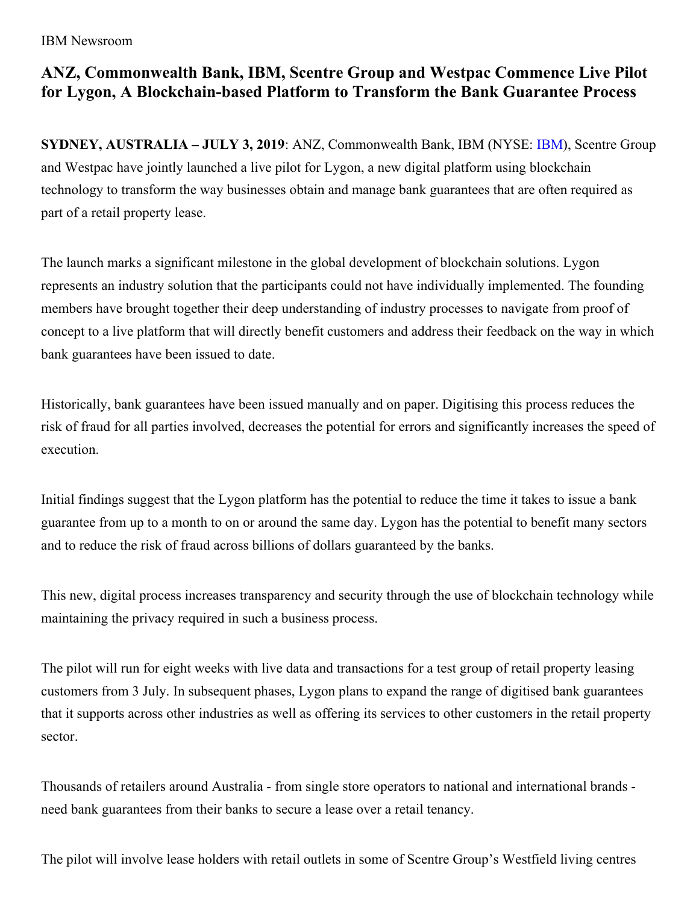IBM Newsroom

# ANZ, Commonwealth Bank, IBM, Scentre Group and Westpac Commence Live Pilot for Lygon, A Blockchain-based Platform to Transform the Bank Guarantee Process

**SYDNEY, AUSTRALIA – JULY 3, 2019**: ANZ, Commonwealth Bank, IBM (NYSE: IBM), Scentre Group and Westpac have jointly launched a live pilot for Lygon, a new digital platform using blockchain technology to transform the way businesses obtain and manage bank guarantees that are often required as part of a retail property lease.

The launch marks a significant milestone in the global development of blockchain solutions. Lygon represents an industry solution that the participants could not have individually implemented. The founding members have brought together their deep understanding of industry processes to navigate from proof of concept to a live platform that will directly benefit customers and address their feedback on the way in which bank guarantees have been issued to date.

Historically, bank guarantees have been issued manually and on paper. Digitising this process reduces the risk of fraud for all parties involved, decreases the potential for errors and significantly increases the speed of execution.

Initial findings suggest that the Lygon platform has the potential to reduce the time it takes to issue a bank guarantee from up to a month to on or around the same day. Lygon has the potential to benefit many sectors and to reduce the risk of fraud across billions of dollars guaranteed by the banks.

This new, digital process increases transparency and security through the use of blockchain technology while maintaining the privacy required in such a business process.

The pilot will run for eight weeks with live data and transactions for a test group of retail property leasing customers from 3 July. In subsequent phases, Lygon plans to expand the range of digitised bank guarantees that it supports across other industries as well as offering its services to other customers in the retail property sector.

Thousands of retailers around Australia - from single store operators to national and international brands - need bank guarantees from their banks to secure a lease over a retail tenancy.

The pilot will involve lease holders with retail outlets in some of Scentre Group's Westfield living centres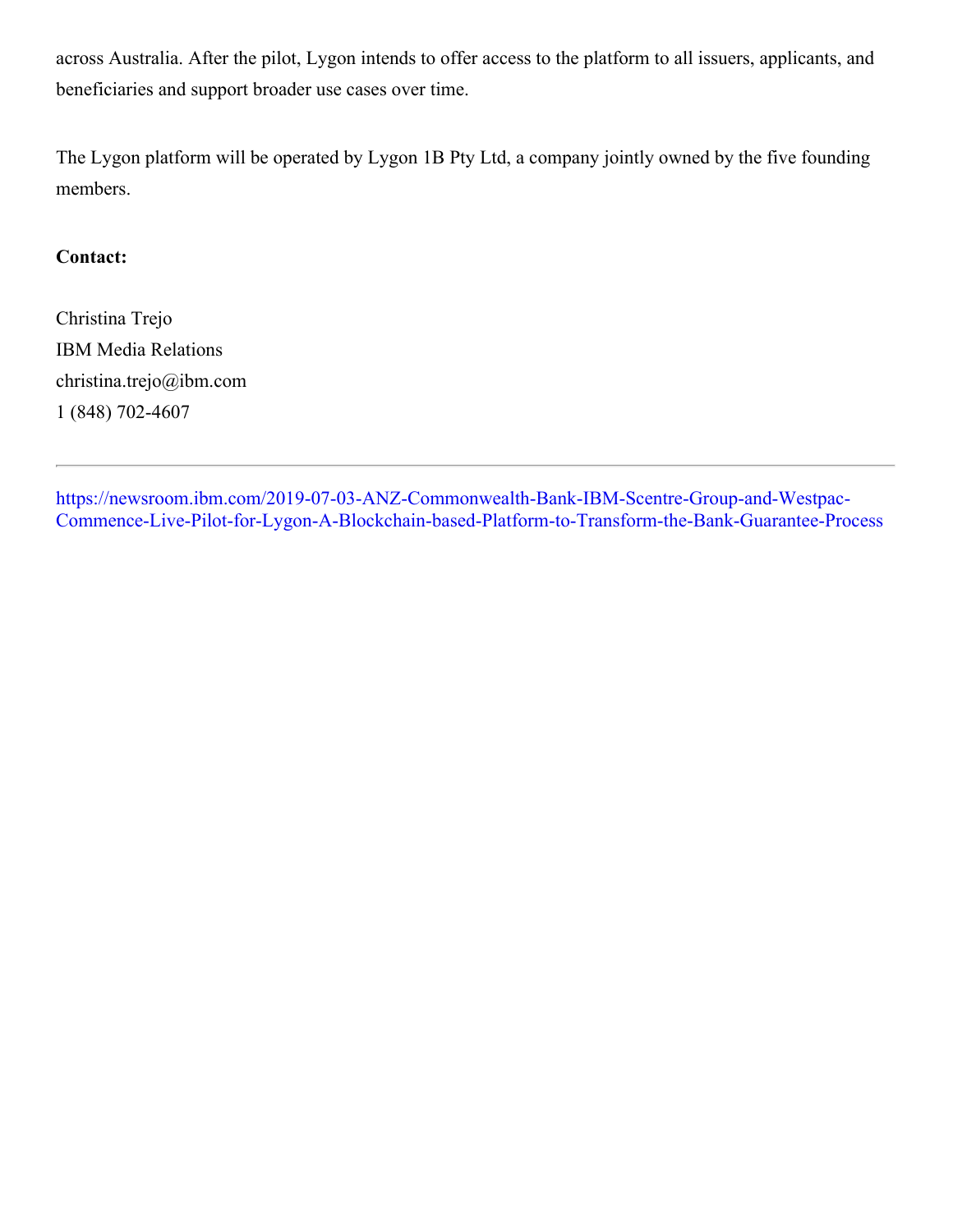across Australia. After the pilot, Lygon intends to offer access to the platform to all issuers, applicants, and beneficiaries and support broader use cases over time.

The Lygon platform will be operated by Lygon 1B Pty Ltd, a company jointly owned by the five founding members.

**Contact:**

Christina Trejo
IBM Media Relations
christina.trejo@ibm.com
1 (848) 702-4607

---

https://newsroom.ibm.com/2019-07-03-ANZ-Commonwealth-Bank-IBM-Scentre-Group-and-Westpac-Commence-Live-Pilot-for-Lygon-A-Blockchain-based-Platform-to-Transform-the-Bank-Guarantee-Process